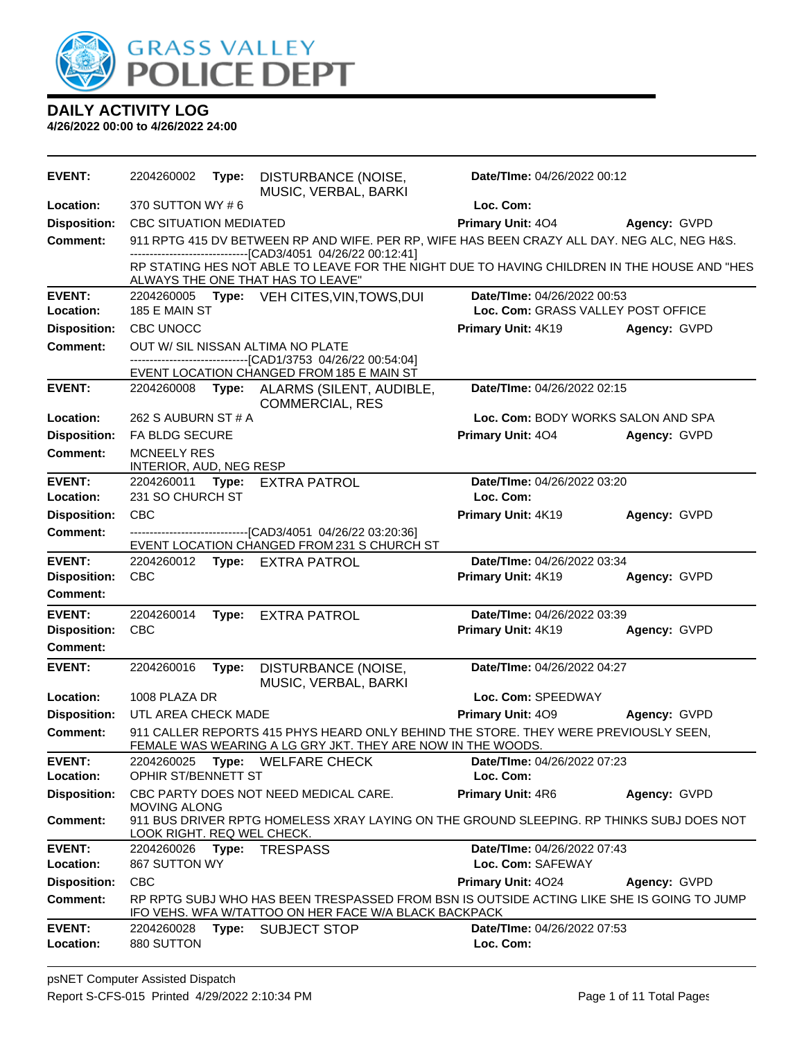# GRASS VALLEY POLICE DEPT

## DAILY ACTIVITY LOG

**4/26/2022 00:00 to 4/26/2022 24:00**

---

**EVENT:** 2204260002 **Type:** DISTURBANCE (NOISE, MUSIC, VERBAL, BARKI **Date/TIme:** 04/26/2022 00:12
**Location:** 370 SUTTON WY # 6 **Loc. Com:**
**Disposition:** CBC SITUATION MEDIATED **Primary Unit:** 4O4 **Agency:** GVPD
**Comment:** 911 RPTG 415 DV BETWEEN RP AND WIFE. PER RP, WIFE HAS BEEN CRAZY ALL DAY. NEG ALC, NEG H&S.
------------------------------[CAD3/4051 04/26/22 00:12:41]
RP STATING HES NOT ABLE TO LEAVE FOR THE NIGHT DUE TO HAVING CHILDREN IN THE HOUSE AND "HES ALWAYS THE ONE THAT HAS TO LEAVE"

---

**EVENT:** 2204260005 **Type:** VEH CITES,VIN,TOWS,DUI **Date/TIme:** 04/26/2022 00:53
**Location:** 185 E MAIN ST **Loc. Com:** GRASS VALLEY POST OFFICE
**Disposition:** CBC UNOCC **Primary Unit:** 4K19 **Agency:** GVPD
**Comment:** OUT W/ SIL NISSAN ALTIMA NO PLATE
------------------------------[CAD1/3753 04/26/22 00:54:04]
EVENT LOCATION CHANGED FROM 185 E MAIN ST

---

**EVENT:** 2204260008 **Type:** ALARMS (SILENT, AUDIBLE, COMMERCIAL, RES **Date/TIme:** 04/26/2022 02:15
**Location:** 262 S AUBURN ST # A **Loc. Com:** BODY WORKS SALON AND SPA
**Disposition:** FA BLDG SECURE **Primary Unit:** 4O4 **Agency:** GVPD
**Comment:** MCNEELY RES
INTERIOR, AUD, NEG RESP

---

**EVENT:** 2204260011 **Type:** EXTRA PATROL **Date/TIme:** 04/26/2022 03:20
**Location:** 231 SO CHURCH ST **Loc. Com:**
**Disposition:** CBC **Primary Unit:** 4K19 **Agency:** GVPD
**Comment:** ------------------------------[CAD3/4051 04/26/22 03:20:36]
EVENT LOCATION CHANGED FROM 231 S CHURCH ST

---

**EVENT:** 2204260012 **Type:** EXTRA PATROL **Date/TIme:** 04/26/2022 03:34
**Disposition:** CBC **Primary Unit:** 4K19 **Agency:** GVPD
**Comment:**

---

**EVENT:** 2204260014 **Type:** EXTRA PATROL **Date/TIme:** 04/26/2022 03:39
**Disposition:** CBC **Primary Unit:** 4K19 **Agency:** GVPD
**Comment:**

---

**EVENT:** 2204260016 **Type:** DISTURBANCE (NOISE, MUSIC, VERBAL, BARKI **Date/TIme:** 04/26/2022 04:27
**Location:** 1008 PLAZA DR **Loc. Com:** SPEEDWAY
**Disposition:** UTL AREA CHECK MADE **Primary Unit:** 4O9 **Agency:** GVPD
**Comment:** 911 CALLER REPORTS 415 PHYS HEARD ONLY BEHIND THE STORE. THEY WERE PREVIOUSLY SEEN, FEMALE WAS WEARING A LG GRY JKT. THEY ARE NOW IN THE WOODS.

---

**EVENT:** 2204260025 **Type:** WELFARE CHECK **Date/TIme:** 04/26/2022 07:23
**Location:** OPHIR ST/BENNETT ST **Loc. Com:**
**Disposition:** CBC PARTY DOES NOT NEED MEDICAL CARE. MOVING ALONG **Primary Unit:** 4R6 **Agency:** GVPD
**Comment:** 911 BUS DRIVER RPTG HOMELESS XRAY LAYING ON THE GROUND SLEEPING. RP THINKS SUBJ DOES NOT LOOK RIGHT. REQ WEL CHECK.

---

**EVENT:** 2204260026 **Type:** TRESPASS **Date/TIme:** 04/26/2022 07:43
**Location:** 867 SUTTON WY **Loc. Com:** SAFEWAY
**Disposition:** CBC **Primary Unit:** 4O24 **Agency:** GVPD
**Comment:** RP RPTG SUBJ WHO HAS BEEN TRESPASSED FROM BSN IS OUTSIDE ACTING LIKE SHE IS GOING TO JUMP IFO VEHS. WFA W/TATTOO ON HER FACE W/A BLACK BACKPACK

---

**EVENT:** 2204260028 **Type:** SUBJECT STOP **Date/TIme:** 04/26/2022 07:53
**Location:** 880 SUTTON **Loc. Com:**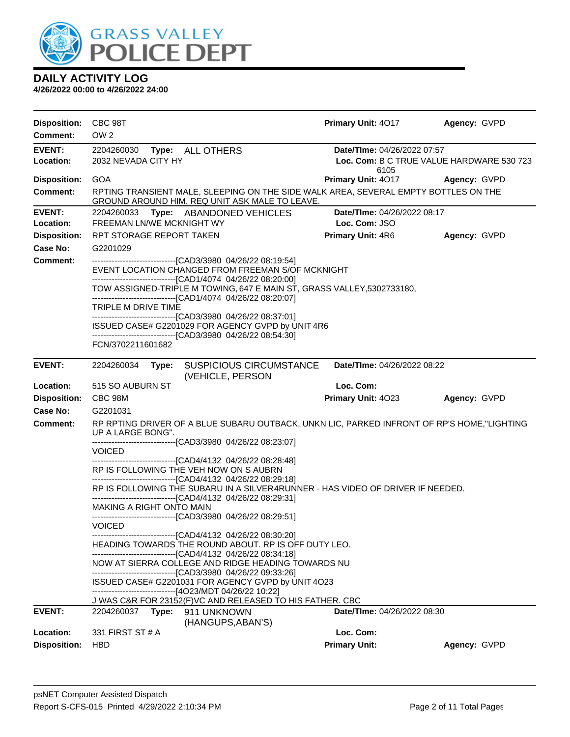## DAILY ACTIVITY LOG

**4/26/2022 00:00 to 4/26/2022 24:00**

**Disposition:** CBC 98T **Primary Unit:** 4O17 **Agency:** GVPD
**Comment:** OW 2

---

**EVENT:** 2204260030 **Type:** ALL OTHERS **Date/TIme:** 04/26/2022 07:57
**Location:** 2032 NEVADA CITY HY **Loc. Com:** B C TRUE VALUE HARDWARE 530 723 6105
**Disposition:** GOA **Primary Unit:** 4O17 **Agency:** GVPD
**Comment:** RPTING TRANSIENT MALE, SLEEPING ON THE SIDE WALK AREA, SEVERAL EMPTY BOTTLES ON THE GROUND AROUND HIM. REQ UNIT ASK MALE TO LEAVE.

---

**EVENT:** 2204260033 **Type:** ABANDONED VEHICLES **Date/TIme:** 04/26/2022 08:17
**Location:** FREEMAN LN/WE MCKNIGHT WY **Loc. Com:** JSO
**Disposition:** RPT STORAGE REPORT TAKEN **Primary Unit:** 4R6 **Agency:** GVPD
**Case No:** G2201029
**Comment:**
------------------------------[CAD3/3980 04/26/22 08:19:54]
EVENT LOCATION CHANGED FROM FREEMAN S/OF MCKNIGHT
------------------------------[CAD1/4074 04/26/22 08:20:00]
TOW ASSIGNED-TRIPLE M TOWING, 647 E MAIN ST, GRASS VALLEY,5302733180,
------------------------------[CAD1/4074 04/26/22 08:20:07]
TRIPLE M DRIVE TIME
------------------------------[CAD3/3980 04/26/22 08:37:01]
ISSUED CASE# G2201029 FOR AGENCY GVPD by UNIT 4R6
------------------------------[CAD3/3980 04/26/22 08:54:30]
FCN/3702211601682

---

**EVENT:** 2204260034 **Type:** SUSPICIOUS CIRCUMSTANCE (VEHICLE, PERSON) **Date/TIme:** 04/26/2022 08:22
**Location:** 515 SO AUBURN ST **Loc. Com:**
**Disposition:** CBC 98M **Primary Unit:** 4O23 **Agency:** GVPD
**Case No:** G2201031
**Comment:** RP RPTING DRIVER OF A BLUE SUBARU OUTBACK, UNKN LIC, PARKED INFRONT OF RP'S HOME,"LIGHTING UP A LARGE BONG".
------------------------------[CAD3/3980 04/26/22 08:23:07]
VOICED
------------------------------[CAD4/4132 04/26/22 08:28:48]
RP IS FOLLOWING THE VEH NOW ON S AUBRN
------------------------------[CAD4/4132 04/26/22 08:29:18]
RP IS FOLLOWING THE SUBARU IN A SILVER4RUNNER - HAS VIDEO OF DRIVER IF NEEDED.
------------------------------[CAD4/4132 04/26/22 08:29:31]
MAKING A RIGHT ONTO MAIN
------------------------------[CAD3/3980 04/26/22 08:29:51]
VOICED
------------------------------[CAD4/4132 04/26/22 08:30:20]
HEADING TOWARDS THE ROUND ABOUT. RP IS OFF DUTY LEO.
------------------------------[CAD4/4132 04/26/22 08:34:18]
NOW AT SIERRA COLLEGE AND RIDGE HEADING TOWARDS NU
------------------------------[CAD3/3980 04/26/22 09:33:26]
ISSUED CASE# G2201031 FOR AGENCY GVPD by UNIT 4O23
------------------------------[4O23/MDT 04/26/22 10:22]
J WAS C&R FOR 23152(F)VC AND RELEASED TO HIS FATHER. CBC

---

**EVENT:** 2204260037 **Type:** 911 UNKNOWN (HANGUPS,ABAN'S) **Date/TIme:** 04/26/2022 08:30
**Location:** 331 FIRST ST # A **Loc. Com:**
**Disposition:** HBD **Primary Unit:** **Agency:** GVPD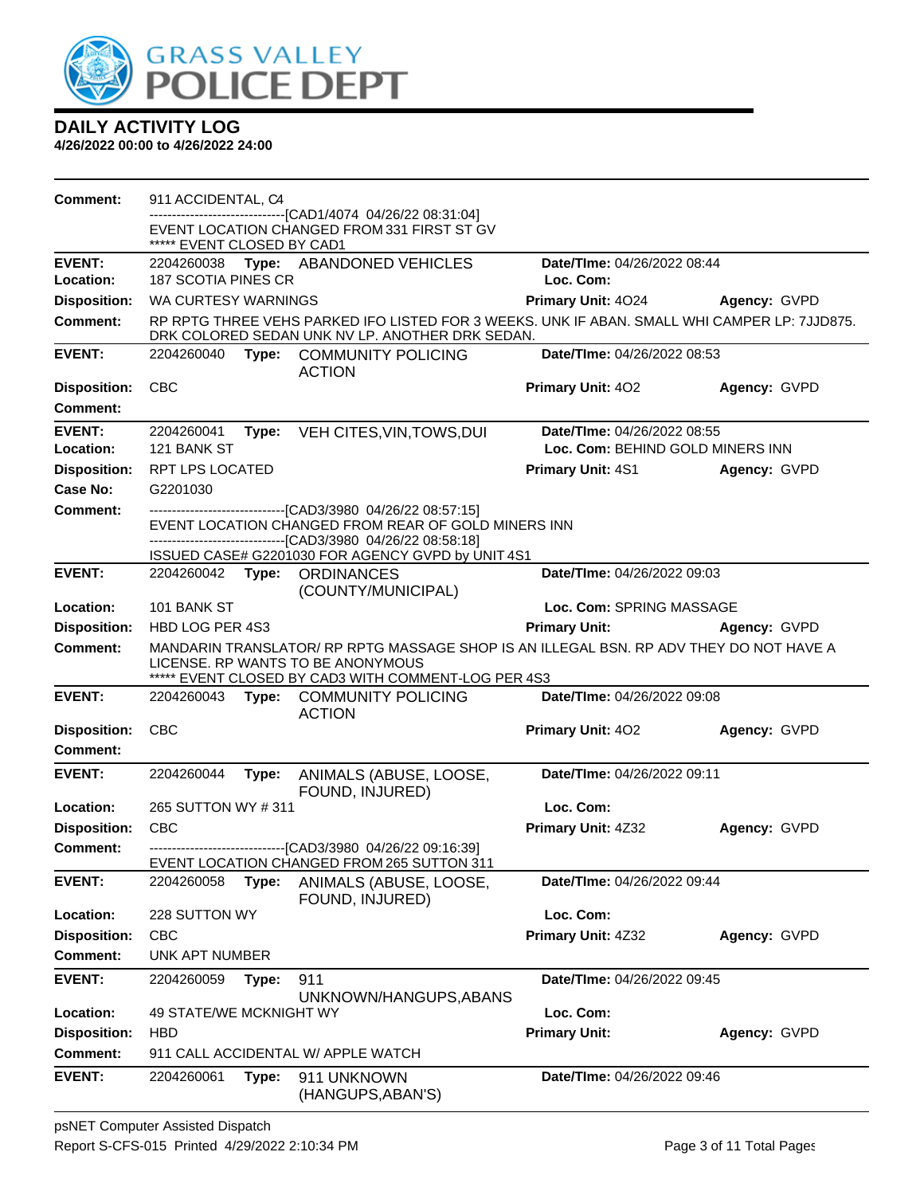# DAILY ACTIVITY LOG

**4/26/2022 00:00 to 4/26/2022 24:00**

**Comment:** 911 ACCIDENTAL, C4
------------------------------[CAD1/4074 04/26/22 08:31:04]
EVENT LOCATION CHANGED FROM 331 FIRST ST GV
***** EVENT CLOSED BY CAD1

---

**EVENT:** 2204260038 **Type:** ABANDONED VEHICLES **Date/TIme:** 04/26/2022 08:44
**Location:** 187 SCOTIA PINES CR **Loc. Com:**
**Disposition:** WA CURTESY WARNINGS **Primary Unit:** 4O24 **Agency:** GVPD
**Comment:** RP RPTG THREE VEHS PARKED IFO LISTED FOR 3 WEEKS. UNK IF ABAN. SMALL WHI CAMPER LP: 7JJD875. DRK COLORED SEDAN UNK NV LP. ANOTHER DRK SEDAN.

---

**EVENT:** 2204260040 **Type:** COMMUNITY POLICING ACTION **Date/TIme:** 04/26/2022 08:53
**Disposition:** CBC **Primary Unit:** 4O2 **Agency:** GVPD
**Comment:**

---

**EVENT:** 2204260041 **Type:** VEH CITES,VIN,TOWS,DUI **Date/TIme:** 04/26/2022 08:55
**Location:** 121 BANK ST **Loc. Com:** BEHIND GOLD MINERS INN
**Disposition:** RPT LPS LOCATED **Primary Unit:** 4S1 **Agency:** GVPD
**Case No:** G2201030
**Comment:** ------------------------------[CAD3/3980 04/26/22 08:57:15]
EVENT LOCATION CHANGED FROM REAR OF GOLD MINERS INN
------------------------------[CAD3/3980 04/26/22 08:58:18]
ISSUED CASE# G2201030 FOR AGENCY GVPD by UNIT 4S1

---

**EVENT:** 2204260042 **Type:** ORDINANCES (COUNTY/MUNICIPAL) **Date/TIme:** 04/26/2022 09:03
**Location:** 101 BANK ST **Loc. Com:** SPRING MASSAGE
**Disposition:** HBD LOG PER 4S3 **Primary Unit:** **Agency:** GVPD
**Comment:** MANDARIN TRANSLATOR/ RP RPTG MASSAGE SHOP IS AN ILLEGAL BSN. RP ADV THEY DO NOT HAVE A LICENSE. RP WANTS TO BE ANONYMOUS
***** EVENT CLOSED BY CAD3 WITH COMMENT-LOG PER 4S3

---

**EVENT:** 2204260043 **Type:** COMMUNITY POLICING ACTION **Date/TIme:** 04/26/2022 09:08
**Disposition:** CBC **Primary Unit:** 4O2 **Agency:** GVPD
**Comment:**

---

**EVENT:** 2204260044 **Type:** ANIMALS (ABUSE, LOOSE, FOUND, INJURED) **Date/TIme:** 04/26/2022 09:11
**Location:** 265 SUTTON WY # 311 **Loc. Com:**
**Disposition:** CBC **Primary Unit:** 4Z32 **Agency:** GVPD
**Comment:** ------------------------------[CAD3/3980 04/26/22 09:16:39]
EVENT LOCATION CHANGED FROM 265 SUTTON 311

---

**EVENT:** 2204260058 **Type:** ANIMALS (ABUSE, LOOSE, FOUND, INJURED) **Date/TIme:** 04/26/2022 09:44
**Location:** 228 SUTTON WY **Loc. Com:**
**Disposition:** CBC **Primary Unit:** 4Z32 **Agency:** GVPD
**Comment:** UNK APT NUMBER

---

**EVENT:** 2204260059 **Type:** 911 UNKNOWN/HANGUPS,ABANS **Date/TIme:** 04/26/2022 09:45
**Location:** 49 STATE/WE MCKNIGHT WY **Loc. Com:**
**Disposition:** HBD **Primary Unit:** **Agency:** GVPD
**Comment:** 911 CALL ACCIDENTAL W/ APPLE WATCH

---

**EVENT:** 2204260061 **Type:** 911 UNKNOWN (HANGUPS,ABAN'S) **Date/TIme:** 04/26/2022 09:46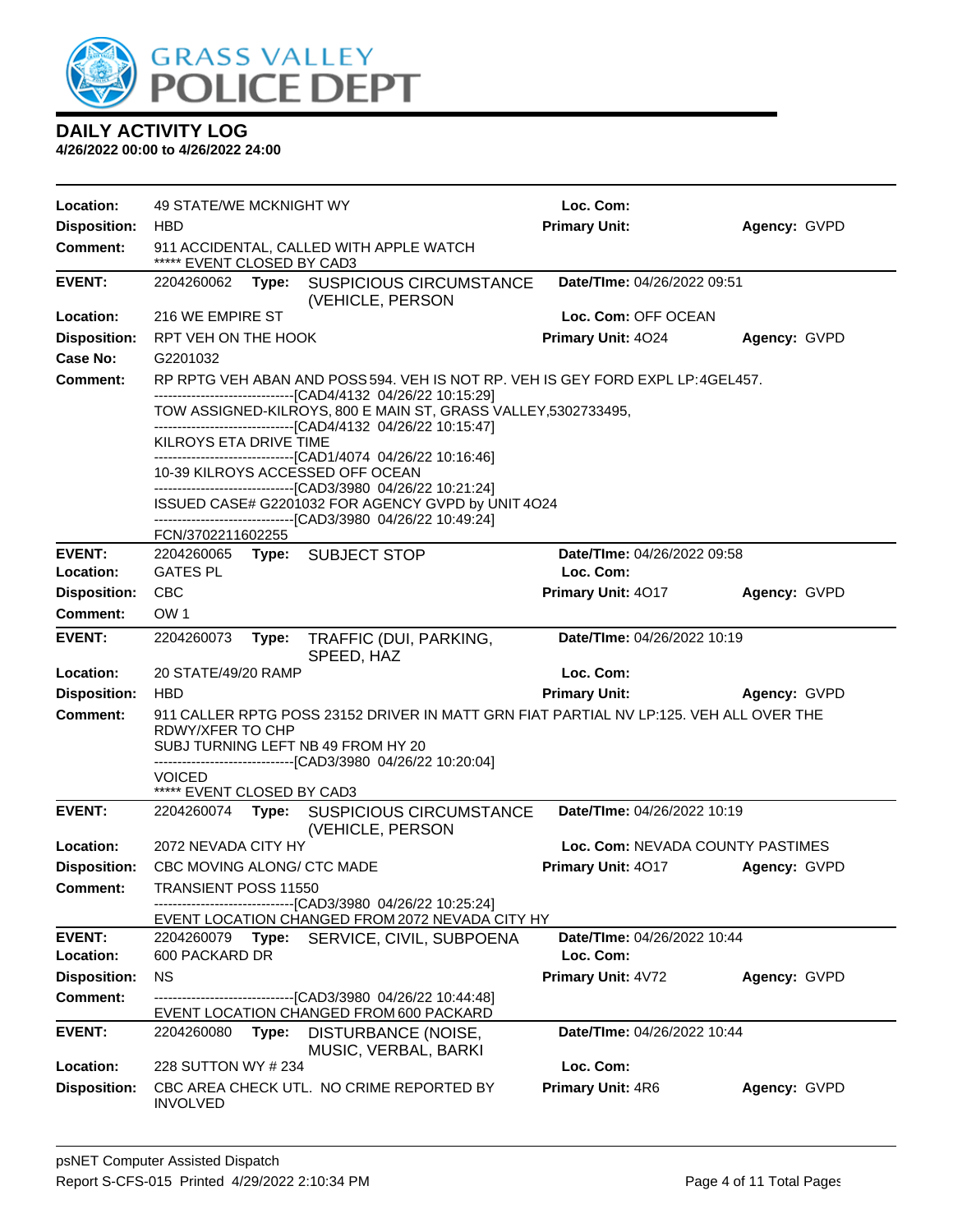# DAILY ACTIVITY LOG

**4/26/2022 00:00 to 4/26/2022 24:00**

**Location:** 49 STATE/WE MCKNIGHT WY **Loc. Com:**
**Disposition:** HBD **Primary Unit:** **Agency:** GVPD
**Comment:** 911 ACCIDENTAL, CALLED WITH APPLE WATCH
***** EVENT CLOSED BY CAD3

---

**EVENT:** 2204260062 **Type:** SUSPICIOUS CIRCUMSTANCE (VEHICLE, PERSON **Date/TIme:** 04/26/2022 09:51
**Location:** 216 WE EMPIRE ST **Loc. Com:** OFF OCEAN
**Disposition:** RPT VEH ON THE HOOK **Primary Unit:** 4O24 **Agency:** GVPD
**Case No:** G2201032
**Comment:** RP RPTG VEH ABAN AND POSS 594. VEH IS NOT RP. VEH IS GEY FORD EXPL LP:4GEL457.
------------------------------[CAD4/4132 04/26/22 10:15:29]
TOW ASSIGNED-KILROYS, 800 E MAIN ST, GRASS VALLEY,5302733495,
------------------------------[CAD4/4132 04/26/22 10:15:47]
KILROYS ETA DRIVE TIME
------------------------------[CAD1/4074 04/26/22 10:16:46]
10-39 KILROYS ACCESSED OFF OCEAN
------------------------------[CAD3/3980 04/26/22 10:21:24]
ISSUED CASE# G2201032 FOR AGENCY GVPD by UNIT 4O24
------------------------------[CAD3/3980 04/26/22 10:49:24]
FCN/3702211602255

---

**EVENT:** 2204260065 **Type:** SUBJECT STOP **Date/TIme:** 04/26/2022 09:58
**Location:** GATES PL **Loc. Com:**
**Disposition:** CBC **Primary Unit:** 4O17 **Agency:** GVPD
**Comment:** OW 1

---

**EVENT:** 2204260073 **Type:** TRAFFIC (DUI, PARKING, SPEED, HAZ **Date/TIme:** 04/26/2022 10:19
**Location:** 20 STATE/49/20 RAMP **Loc. Com:**
**Disposition:** HBD **Primary Unit:** **Agency:** GVPD
**Comment:** 911 CALLER RPTG POSS 23152 DRIVER IN MATT GRN FIAT PARTIAL NV LP:125. VEH ALL OVER THE RDWY/XFER TO CHP
SUBJ TURNING LEFT NB 49 FROM HY 20
------------------------------[CAD3/3980 04/26/22 10:20:04]
VOICED
***** EVENT CLOSED BY CAD3

---

**EVENT:** 2204260074 **Type:** SUSPICIOUS CIRCUMSTANCE (VEHICLE, PERSON **Date/TIme:** 04/26/2022 10:19
**Location:** 2072 NEVADA CITY HY **Loc. Com:** NEVADA COUNTY PASTIMES
**Disposition:** CBC MOVING ALONG/ CTC MADE **Primary Unit:** 4O17 **Agency:** GVPD
**Comment:** TRANSIENT POSS 11550
------------------------------[CAD3/3980 04/26/22 10:25:24]
EVENT LOCATION CHANGED FROM 2072 NEVADA CITY HY

---

**EVENT:** 2204260079 **Type:** SERVICE, CIVIL, SUBPOENA **Date/TIme:** 04/26/2022 10:44
**Location:** 600 PACKARD DR **Loc. Com:**
**Disposition:** NS **Primary Unit:** 4V72 **Agency:** GVPD
**Comment:** ------------------------------[CAD3/3980 04/26/22 10:44:48]
EVENT LOCATION CHANGED FROM 600 PACKARD

---

**EVENT:** 2204260080 **Type:** DISTURBANCE (NOISE, MUSIC, VERBAL, BARKI **Date/TIme:** 04/26/2022 10:44
**Location:** 228 SUTTON WY # 234 **Loc. Com:**
**Disposition:** CBC AREA CHECK UTL. NO CRIME REPORTED BY INVOLVED **Primary Unit:** 4R6 **Agency:** GVPD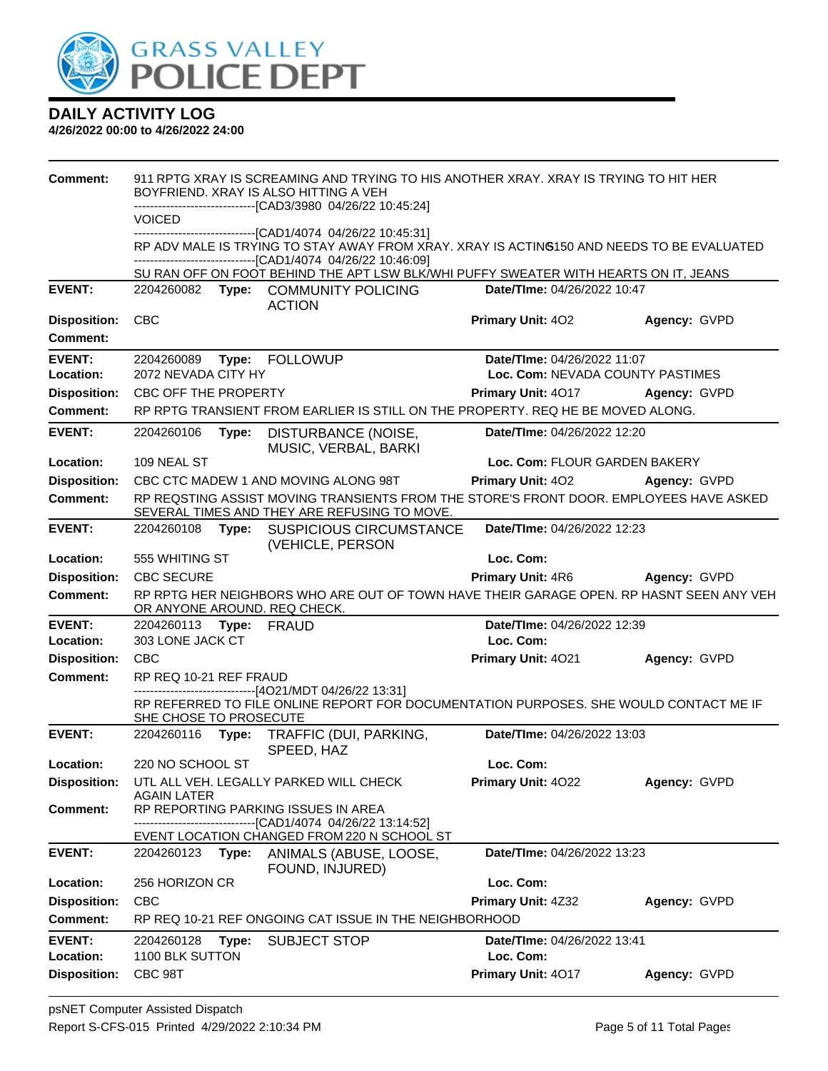# DAILY ACTIVITY LOG

**4/26/2022 00:00 to 4/26/2022 24:00**

**Comment:** 911 RPTG XRAY IS SCREAMING AND TRYING TO HIS ANOTHER XRAY. XRAY IS TRYING TO HIT HER BOYFRIEND. XRAY IS ALSO HITTING A VEH
------------------------------[CAD3/3980 04/26/22 10:45:24]
VOICED
------------------------------[CAD1/4074 04/26/22 10:45:31]
RP ADV MALE IS TRYING TO STAY AWAY FROM XRAY. XRAY IS ACTING 5150 AND NEEDS TO BE EVALUATED
------------------------------[CAD1/4074 04/26/22 10:46:09]
SU RAN OFF ON FOOT BEHIND THE APT LSW BLK/WHI PUFFY SWEATER WITH HEARTS ON IT, JEANS

---

**EVENT:** 2204260082 **Type:** COMMUNITY POLICING ACTION **Date/TIme:** 04/26/2022 10:47
**Disposition:** CBC **Primary Unit:** 4O2 **Agency:** GVPD
**Comment:**

---

**EVENT:** 2204260089 **Type:** FOLLOWUP **Date/TIme:** 04/26/2022 11:07
**Location:** 2072 NEVADA CITY HY **Loc. Com:** NEVADA COUNTY PASTIMES
**Disposition:** CBC OFF THE PROPERTY **Primary Unit:** 4O17 **Agency:** GVPD
**Comment:** RP RPTG TRANSIENT FROM EARLIER IS STILL ON THE PROPERTY. REQ HE BE MOVED ALONG.

---

**EVENT:** 2204260106 **Type:** DISTURBANCE (NOISE, MUSIC, VERBAL, BARKI **Date/TIme:** 04/26/2022 12:20
**Location:** 109 NEAL ST **Loc. Com:** FLOUR GARDEN BAKERY
**Disposition:** CBC CTC MADEW 1 AND MOVING ALONG 98T **Primary Unit:** 4O2 **Agency:** GVPD
**Comment:** RP REQSTING ASSIST MOVING TRANSIENTS FROM THE STORE'S FRONT DOOR. EMPLOYEES HAVE ASKED SEVERAL TIMES AND THEY ARE REFUSING TO MOVE.

---

**EVENT:** 2204260108 **Type:** SUSPICIOUS CIRCUMSTANCE (VEHICLE, PERSON **Date/TIme:** 04/26/2022 12:23
**Location:** 555 WHITING ST **Loc. Com:**
**Disposition:** CBC SECURE **Primary Unit:** 4R6 **Agency:** GVPD
**Comment:** RP RPTG HER NEIGHBORS WHO ARE OUT OF TOWN HAVE THEIR GARAGE OPEN. RP HASNT SEEN ANY VEH OR ANYONE AROUND. REQ CHECK.

---

**EVENT:** 2204260113 **Type:** FRAUD **Date/TIme:** 04/26/2022 12:39
**Location:** 303 LONE JACK CT **Loc. Com:**
**Disposition:** CBC **Primary Unit:** 4O21 **Agency:** GVPD
**Comment:** RP REQ 10-21 REF FRAUD
------------------------------[4O21/MDT 04/26/22 13:31]
RP REFERRED TO FILE ONLINE REPORT FOR DOCUMENTATION PURPOSES. SHE WOULD CONTACT ME IF SHE CHOSE TO PROSECUTE

---

**EVENT:** 2204260116 **Type:** TRAFFIC (DUI, PARKING, SPEED, HAZ **Date/TIme:** 04/26/2022 13:03
**Location:** 220 NO SCHOOL ST **Loc. Com:**
**Disposition:** UTL ALL VEH. LEGALLY PARKED WILL CHECK AGAIN LATER **Primary Unit:** 4O22 **Agency:** GVPD
**Comment:** RP REPORTING PARKING ISSUES IN AREA
------------------------------[CAD1/4074 04/26/22 13:14:52]
EVENT LOCATION CHANGED FROM 220 N SCHOOL ST

---

**EVENT:** 2204260123 **Type:** ANIMALS (ABUSE, LOOSE, FOUND, INJURED) **Date/TIme:** 04/26/2022 13:23
**Location:** 256 HORIZON CR **Loc. Com:**
**Disposition:** CBC **Primary Unit:** 4Z32 **Agency:** GVPD
**Comment:** RP REQ 10-21 REF ONGOING CAT ISSUE IN THE NEIGHBORHOOD

---

**EVENT:** 2204260128 **Type:** SUBJECT STOP **Date/TIme:** 04/26/2022 13:41
**Location:** 1100 BLK SUTTON **Loc. Com:**
**Disposition:** CBC 98T **Primary Unit:** 4O17 **Agency:** GVPD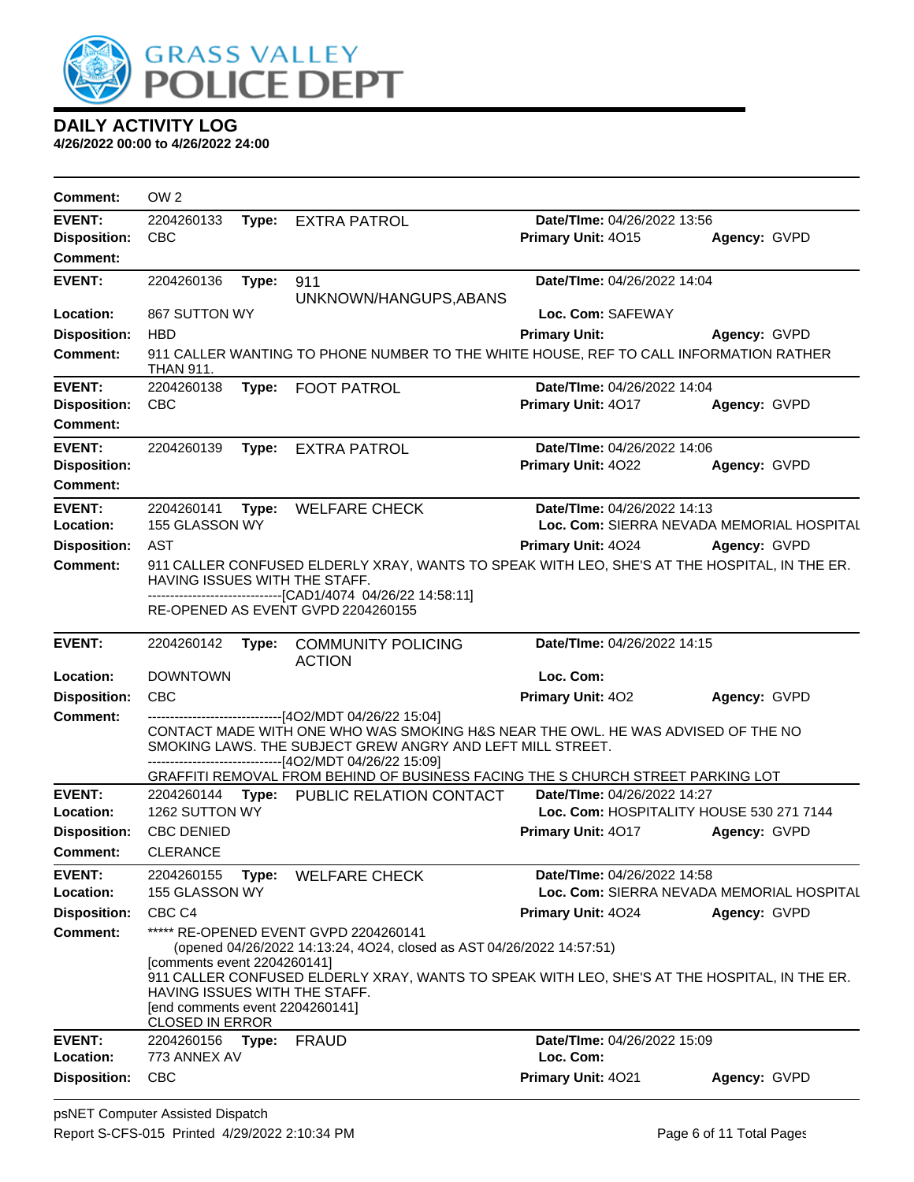## DAILY ACTIVITY LOG

**4/26/2022 00:00 to 4/26/2022 24:00**

**Comment:** OW 2

---

**EVENT:** 2204260133 **Type:** EXTRA PATROL **Date/TIme:** 04/26/2022 13:56
**Disposition:** CBC **Primary Unit:** 4O15 **Agency:** GVPD
**Comment:**

---

**EVENT:** 2204260136 **Type:** 911 UNKNOWN/HANGUPS,ABANS **Date/TIme:** 04/26/2022 14:04
**Location:** 867 SUTTON WY **Loc. Com:** SAFEWAY
**Disposition:** HBD **Primary Unit:** **Agency:** GVPD
**Comment:** 911 CALLER WANTING TO PHONE NUMBER TO THE WHITE HOUSE, REF TO CALL INFORMATION RATHER THAN 911.

---

**EVENT:** 2204260138 **Type:** FOOT PATROL **Date/TIme:** 04/26/2022 14:04
**Disposition:** CBC **Primary Unit:** 4O17 **Agency:** GVPD
**Comment:**

---

**EVENT:** 2204260139 **Type:** EXTRA PATROL **Date/TIme:** 04/26/2022 14:06
**Disposition:** **Primary Unit:** 4O22 **Agency:** GVPD
**Comment:**

---

**EVENT:** 2204260141 **Type:** WELFARE CHECK **Date/TIme:** 04/26/2022 14:13
**Location:** 155 GLASSON WY **Loc. Com:** SIERRA NEVADA MEMORIAL HOSPITAL
**Disposition:** AST **Primary Unit:** 4O24 **Agency:** GVPD
**Comment:** 911 CALLER CONFUSED ELDERLY XRAY, WANTS TO SPEAK WITH LEO, SHE'S AT THE HOSPITAL, IN THE ER. HAVING ISSUES WITH THE STAFF.
------------------------------[CAD1/4074 04/26/22 14:58:11]
RE-OPENED AS EVENT GVPD 2204260155

---

**EVENT:** 2204260142 **Type:** COMMUNITY POLICING ACTION **Date/TIme:** 04/26/2022 14:15
**Location:** DOWNTOWN **Loc. Com:**
**Disposition:** CBC **Primary Unit:** 4O2 **Agency:** GVPD
**Comment:** ------------------------------[4O2/MDT 04/26/22 15:04]
CONTACT MADE WITH ONE WHO WAS SMOKING H&S NEAR THE OWL. HE WAS ADVISED OF THE NO SMOKING LAWS. THE SUBJECT GREW ANGRY AND LEFT MILL STREET.
------------------------------[4O2/MDT 04/26/22 15:09]
GRAFFITI REMOVAL FROM BEHIND OF BUSINESS FACING THE S CHURCH STREET PARKING LOT

---

**EVENT:** 2204260144 **Type:** PUBLIC RELATION CONTACT **Date/TIme:** 04/26/2022 14:27
**Location:** 1262 SUTTON WY **Loc. Com:** HOSPITALITY HOUSE 530 271 7144
**Disposition:** CBC DENIED **Primary Unit:** 4O17 **Agency:** GVPD
**Comment:** CLERANCE

---

**EVENT:** 2204260155 **Type:** WELFARE CHECK **Date/TIme:** 04/26/2022 14:58
**Location:** 155 GLASSON WY **Loc. Com:** SIERRA NEVADA MEMORIAL HOSPITAL
**Disposition:** CBC C4 **Primary Unit:** 4O24 **Agency:** GVPD
**Comment:** ***** RE-OPENED EVENT GVPD 2204260141
(opened 04/26/2022 14:13:24, 4O24, closed as AST 04/26/2022 14:57:51)
[comments event 2204260141]
911 CALLER CONFUSED ELDERLY XRAY, WANTS TO SPEAK WITH LEO, SHE'S AT THE HOSPITAL, IN THE ER. HAVING ISSUES WITH THE STAFF.
[end comments event 2204260141]
CLOSED IN ERROR

---

**EVENT:** 2204260156 **Type:** FRAUD **Date/TIme:** 04/26/2022 15:09
**Location:** 773 ANNEX AV **Loc. Com:**
**Disposition:** CBC **Primary Unit:** 4O21 **Agency:** GVPD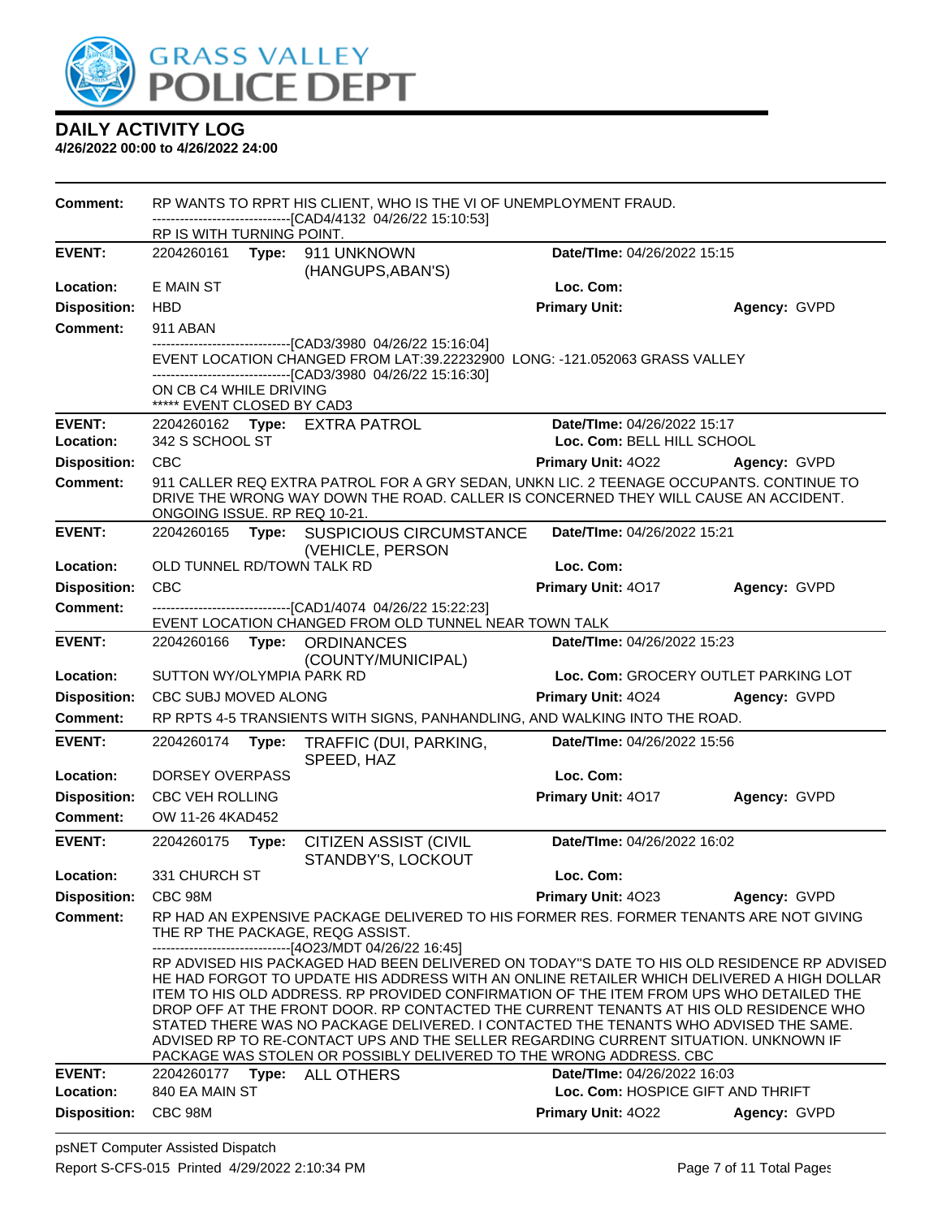**DAILY ACTIVITY LOG**

**4/26/2022 00:00 to 4/26/2022 24:00**

**Comment:** RP WANTS TO RPRT HIS CLIENT, WHO IS THE VI OF UNEMPLOYMENT FRAUD.
------------------------------[CAD4/4132 04/26/22 15:10:53]
RP IS WITH TURNING POINT.

| | | | |
|---|---|---|---|
| **EVENT:** | 2204260161 **Type:** 911 UNKNOWN (HANGUPS,ABAN'S) | **Date/TIme:** 04/26/2022 15:15 | |
| **Location:** | E MAIN ST | **Loc. Com:** | |
| **Disposition:** | HBD | **Primary Unit:** | **Agency:** GVPD |

**Comment:** 911 ABAN
------------------------------[CAD3/3980 04/26/22 15:16:04]
EVENT LOCATION CHANGED FROM LAT:39.22232900 LONG: -121.052063 GRASS VALLEY
------------------------------[CAD3/3980 04/26/22 15:16:30]
ON CB C4 WHILE DRIVING
***** EVENT CLOSED BY CAD3

| | | | |
|---|---|---|---|
| **EVENT:** | 2204260162 **Type:** EXTRA PATROL | **Date/TIme:** 04/26/2022 15:17 | |
| **Location:** | 342 S SCHOOL ST | **Loc. Com:** BELL HILL SCHOOL | |
| **Disposition:** | CBC | **Primary Unit:** 4O22 | **Agency:** GVPD |

**Comment:** 911 CALLER REQ EXTRA PATROL FOR A GRY SEDAN, UNKN LIC. 2 TEENAGE OCCUPANTS. CONTINUE TO DRIVE THE WRONG WAY DOWN THE ROAD. CALLER IS CONCERNED THEY WILL CAUSE AN ACCIDENT. ONGOING ISSUE. RP REQ 10-21.

| | | | |
|---|---|---|---|
| **EVENT:** | 2204260165 **Type:** SUSPICIOUS CIRCUMSTANCE (VEHICLE, PERSON | **Date/TIme:** 04/26/2022 15:21 | |
| **Location:** | OLD TUNNEL RD/TOWN TALK RD | **Loc. Com:** | |
| **Disposition:** | CBC | **Primary Unit:** 4O17 | **Agency:** GVPD |

**Comment:** ------------------------------[CAD1/4074 04/26/22 15:22:23]
EVENT LOCATION CHANGED FROM OLD TUNNEL NEAR TOWN TALK

| | | | |
|---|---|---|---|
| **EVENT:** | 2204260166 **Type:** ORDINANCES (COUNTY/MUNICIPAL) | **Date/TIme:** 04/26/2022 15:23 | |
| **Location:** | SUTTON WY/OLYMPIA PARK RD | **Loc. Com:** GROCERY OUTLET PARKING LOT | |
| **Disposition:** | CBC SUBJ MOVED ALONG | **Primary Unit:** 4O24 | **Agency:** GVPD |

**Comment:** RP RPTS 4-5 TRANSIENTS WITH SIGNS, PANHANDLING, AND WALKING INTO THE ROAD.

| | | | |
|---|---|---|---|
| **EVENT:** | 2204260174 **Type:** TRAFFIC (DUI, PARKING, SPEED, HAZ | **Date/TIme:** 04/26/2022 15:56 | |
| **Location:** | DORSEY OVERPASS | **Loc. Com:** | |
| **Disposition:** | CBC VEH ROLLING | **Primary Unit:** 4O17 | **Agency:** GVPD |

**Comment:** OW 11-26 4KAD452

| | | | |
|---|---|---|---|
| **EVENT:** | 2204260175 **Type:** CITIZEN ASSIST (CIVIL STANDBY'S, LOCKOUT | **Date/TIme:** 04/26/2022 16:02 | |
| **Location:** | 331 CHURCH ST | **Loc. Com:** | |
| **Disposition:** | CBC 98M | **Primary Unit:** 4O23 | **Agency:** GVPD |

**Comment:** RP HAD AN EXPENSIVE PACKAGE DELIVERED TO HIS FORMER RES. FORMER TENANTS ARE NOT GIVING THE RP THE PACKAGE, REQG ASSIST.
------------------------------[4O23/MDT 04/26/22 16:45]
RP ADVISED HIS PACKAGED HAD BEEN DELIVERED ON TODAY"S DATE TO HIS OLD RESIDENCE RP ADVISED HE HAD FORGOT TO UPDATE HIS ADDRESS WITH AN ONLINE RETAILER WHICH DELIVERED A HIGH DOLLAR ITEM TO HIS OLD ADDRESS. RP PROVIDED CONFIRMATION OF THE ITEM FROM UPS WHO DETAILED THE DROP OFF AT THE FRONT DOOR. RP CONTACTED THE CURRENT TENANTS AT HIS OLD RESIDENCE WHO STATED THERE WAS NO PACKAGE DELIVERED. I CONTACTED THE TENANTS WHO ADVISED THE SAME. ADVISED RP TO RE-CONTACT UPS AND THE SELLER REGARDING CURRENT SITUATION. UNKNOWN IF PACKAGE WAS STOLEN OR POSSIBLY DELIVERED TO THE WRONG ADDRESS. CBC

| | | | |
|---|---|---|---|
| **EVENT:** | 2204260177 **Type:** ALL OTHERS | **Date/TIme:** 04/26/2022 16:03 | |
| **Location:** | 840 EA MAIN ST | **Loc. Com:** HOSPICE GIFT AND THRIFT | |
| **Disposition:** | CBC 98M | **Primary Unit:** 4O22 | **Agency:** GVPD |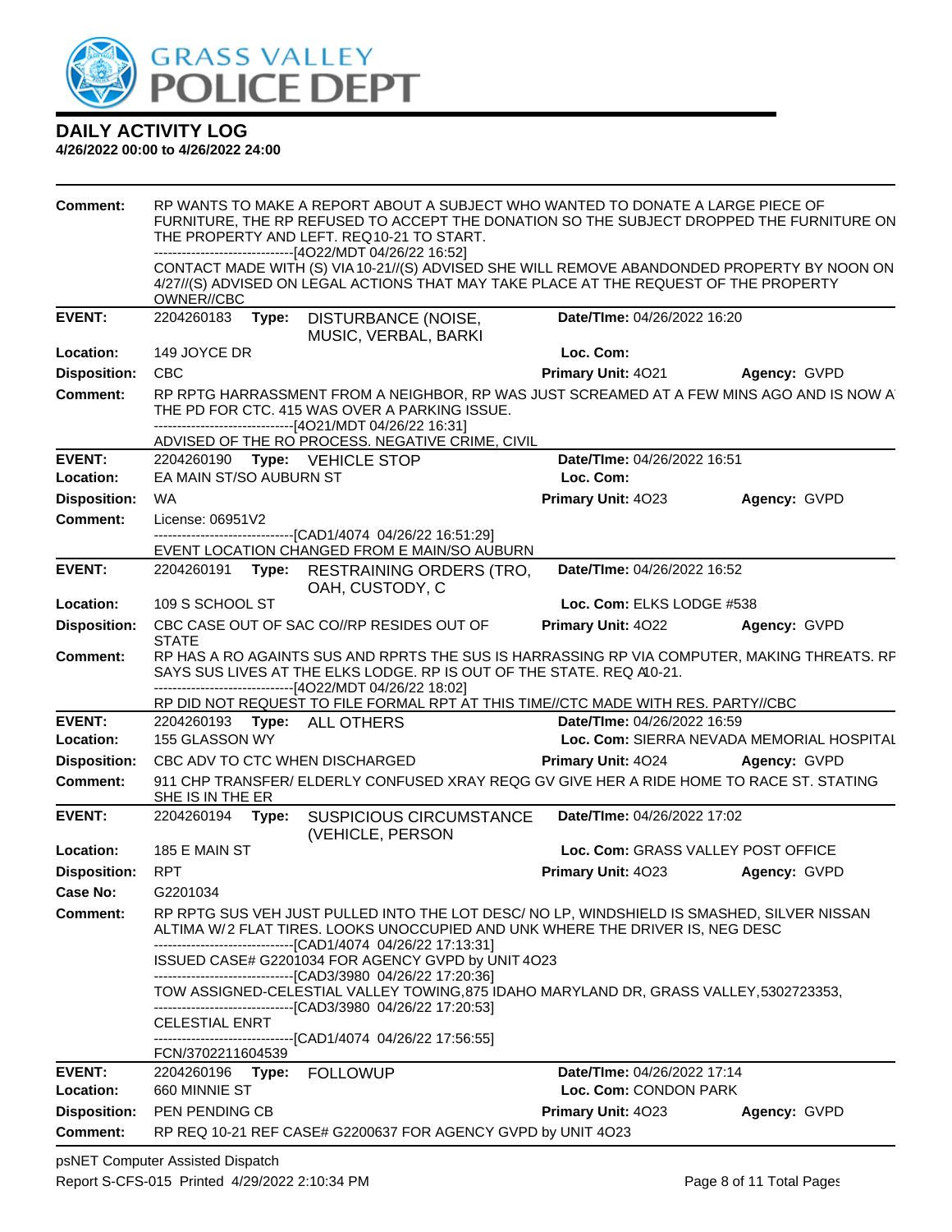# DAILY ACTIVITY LOG

**4/26/2022 00:00 to 4/26/2022 24:00**

**Comment:** RP WANTS TO MAKE A REPORT ABOUT A SUBJECT WHO WANTED TO DONATE A LARGE PIECE OF FURNITURE, THE RP REFUSED TO ACCEPT THE DONATION SO THE SUBJECT DROPPED THE FURNITURE ON THE PROPERTY AND LEFT. REQ10-21 TO START.
------------------------------[4O22/MDT 04/26/22 16:52]
CONTACT MADE WITH (S) VIA 10-21//(S) ADVISED SHE WILL REMOVE ABANDONDED PROPERTY BY NOON ON 4/27//(S) ADVISED ON LEGAL ACTIONS THAT MAY TAKE PLACE AT THE REQUEST OF THE PROPERTY OWNER//CBC

---

**EVENT:** 2204260183 **Type:** DISTURBANCE (NOISE, MUSIC, VERBAL, BARKI **Date/TIme:** 04/26/2022 16:20
**Location:** 149 JOYCE DR **Loc. Com:**
**Disposition:** CBC **Primary Unit:** 4O21 **Agency:** GVPD
**Comment:** RP RPTG HARRASSMENT FROM A NEIGHBOR, RP WAS JUST SCREAMED AT A FEW MINS AGO AND IS NOW AT THE PD FOR CTC. 415 WAS OVER A PARKING ISSUE.
------------------------------[4O21/MDT 04/26/22 16:31]
ADVISED OF THE RO PROCESS. NEGATIVE CRIME, CIVIL

---

**EVENT:** 2204260190 **Type:** VEHICLE STOP **Date/TIme:** 04/26/2022 16:51
**Location:** EA MAIN ST/SO AUBURN ST **Loc. Com:**
**Disposition:** WA **Primary Unit:** 4O23 **Agency:** GVPD
**Comment:** License: 06951V2
------------------------------[CAD1/4074 04/26/22 16:51:29]
EVENT LOCATION CHANGED FROM E MAIN/SO AUBURN

---

**EVENT:** 2204260191 **Type:** RESTRAINING ORDERS (TRO, OAH, CUSTODY, C **Date/TIme:** 04/26/2022 16:52
**Location:** 109 S SCHOOL ST **Loc. Com:** ELKS LODGE #538
**Disposition:** CBC CASE OUT OF SAC CO//RP RESIDES OUT OF STATE **Primary Unit:** 4O22 **Agency:** GVPD
**Comment:** RP HAS A RO AGAINTS SUS AND RPRTS THE SUS IS HARRASSING RP VIA COMPUTER, MAKING THREATS. RP SAYS SUS LIVES AT THE ELKS LODGE. RP IS OUT OF THE STATE. REQ A10-21.
------------------------------[4O22/MDT 04/26/22 18:02]
RP DID NOT REQUEST TO FILE FORMAL RPT AT THIS TIME//CTC MADE WITH RES. PARTY//CBC

---

**EVENT:** 2204260193 **Type:** ALL OTHERS **Date/TIme:** 04/26/2022 16:59
**Location:** 155 GLASSON WY **Loc. Com:** SIERRA NEVADA MEMORIAL HOSPITAL
**Disposition:** CBC ADV TO CTC WHEN DISCHARGED **Primary Unit:** 4O24 **Agency:** GVPD
**Comment:** 911 CHP TRANSFER/ ELDERLY CONFUSED XRAY REQG GV GIVE HER A RIDE HOME TO RACE ST. STATING SHE IS IN THE ER

---

**EVENT:** 2204260194 **Type:** SUSPICIOUS CIRCUMSTANCE (VEHICLE, PERSON **Date/TIme:** 04/26/2022 17:02
**Location:** 185 E MAIN ST **Loc. Com:** GRASS VALLEY POST OFFICE
**Disposition:** RPT **Primary Unit:** 4O23 **Agency:** GVPD
**Case No:** G2201034
**Comment:** RP RPTG SUS VEH JUST PULLED INTO THE LOT DESC/ NO LP, WINDSHIELD IS SMASHED, SILVER NISSAN ALTIMA W/ 2 FLAT TIRES. LOOKS UNOCCUPIED AND UNK WHERE THE DRIVER IS, NEG DESC
------------------------------[CAD1/4074 04/26/22 17:13:31]
ISSUED CASE# G2201034 FOR AGENCY GVPD by UNIT 4O23
------------------------------[CAD3/3980 04/26/22 17:20:36]
TOW ASSIGNED-CELESTIAL VALLEY TOWING,875 IDAHO MARYLAND DR, GRASS VALLEY,5302723353,
------------------------------[CAD3/3980 04/26/22 17:20:53]
CELESTIAL ENRT
------------------------------[CAD1/4074 04/26/22 17:56:55]
FCN/3702211604539

---

**EVENT:** 2204260196 **Type:** FOLLOWUP **Date/TIme:** 04/26/2022 17:14
**Location:** 660 MINNIE ST **Loc. Com:** CONDON PARK
**Disposition:** PEN PENDING CB **Primary Unit:** 4O23 **Agency:** GVPD
**Comment:** RP REQ 10-21 REF CASE# G2200637 FOR AGENCY GVPD by UNIT 4O23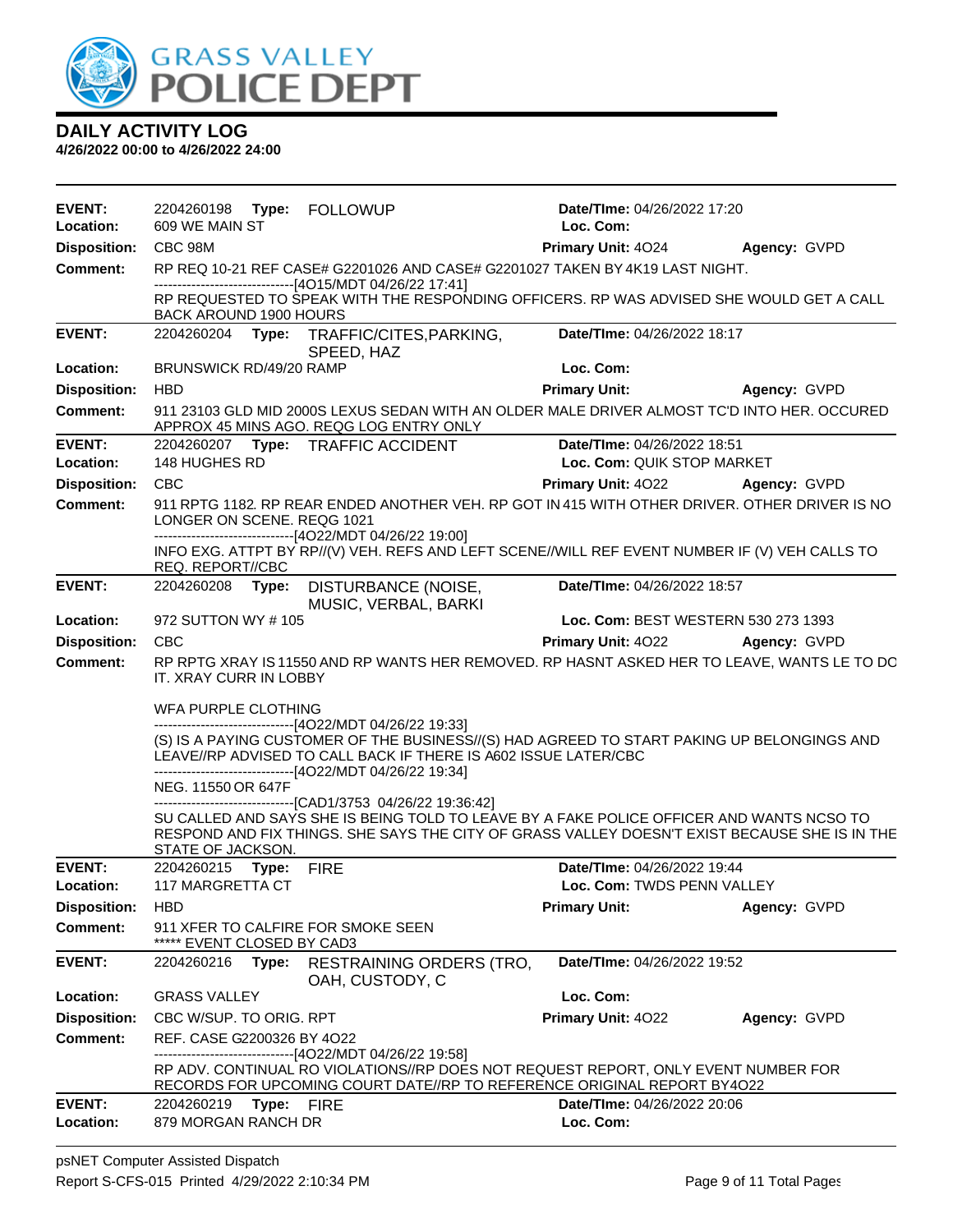# DAILY ACTIVITY LOG

**4/26/2022 00:00 to 4/26/2022 24:00**

| | | | |
|---|---|---|---|
| **EVENT:** 2204260198 **Type:** FOLLOWUP | | **Date/TIme:** 04/26/2022 17:20 | |
| **Location:** 609 WE MAIN ST | | **Loc. Com:** | |
| **Disposition:** CBC 98M | | **Primary Unit:** 4O24 | **Agency:** GVPD |

**Comment:** RP REQ 10-21 REF CASE# G2201026 AND CASE# G2201027 TAKEN BY 4K19 LAST NIGHT.
------------------------------[4O15/MDT 04/26/22 17:41]
RP REQUESTED TO SPEAK WITH THE RESPONDING OFFICERS. RP WAS ADVISED SHE WOULD GET A CALL BACK AROUND 1900 HOURS

| | | | |
|---|---|---|---|
| **EVENT:** 2204260204 **Type:** TRAFFIC/CITES,PARKING, SPEED, HAZ | | **Date/TIme:** 04/26/2022 18:17 | |
| **Location:** BRUNSWICK RD/49/20 RAMP | | **Loc. Com:** | |
| **Disposition:** HBD | | **Primary Unit:** | **Agency:** GVPD |

**Comment:** 911 23103 GLD MID 2000S LEXUS SEDAN WITH AN OLDER MALE DRIVER ALMOST TC'D INTO HER. OCCURED APPROX 45 MINS AGO. REQG LOG ENTRY ONLY

| | | | |
|---|---|---|---|
| **EVENT:** 2204260207 **Type:** TRAFFIC ACCIDENT | | **Date/TIme:** 04/26/2022 18:51 | |
| **Location:** 148 HUGHES RD | | **Loc. Com:** QUIK STOP MARKET | |
| **Disposition:** CBC | | **Primary Unit:** 4O22 | **Agency:** GVPD |

**Comment:** 911 RPTG 1182. RP REAR ENDED ANOTHER VEH. RP GOT IN 415 WITH OTHER DRIVER. OTHER DRIVER IS NO LONGER ON SCENE. REQG 1021
------------------------------[4O22/MDT 04/26/22 19:00]
INFO EXG. ATTPT BY RP//(V) VEH. REFS AND LEFT SCENE//WILL REF EVENT NUMBER IF (V) VEH CALLS TO REQ. REPORT//CBC

| | | | |
|---|---|---|---|
| **EVENT:** 2204260208 **Type:** DISTURBANCE (NOISE, MUSIC, VERBAL, BARKI | | **Date/TIme:** 04/26/2022 18:57 | |
| **Location:** 972 SUTTON WY # 105 | | **Loc. Com:** BEST WESTERN 530 273 1393 | |
| **Disposition:** CBC | | **Primary Unit:** 4O22 | **Agency:** GVPD |

**Comment:** RP RPTG XRAY IS 11550 AND RP WANTS HER REMOVED. RP HASNT ASKED HER TO LEAVE, WANTS LE TO DO IT. XRAY CURR IN LOBBY

WFA PURPLE CLOTHING
------------------------------[4O22/MDT 04/26/22 19:33]
(S) IS A PAYING CUSTOMER OF THE BUSINESS//(S) HAD AGREED TO START PAKING UP BELONGINGS AND LEAVE//RP ADVISED TO CALL BACK IF THERE IS A602 ISSUE LATER/CBC
------------------------------[4O22/MDT 04/26/22 19:34]
NEG. 11550 OR 647F
------------------------------[CAD1/3753 04/26/22 19:36:42]
SU CALLED AND SAYS SHE IS BEING TOLD TO LEAVE BY A FAKE POLICE OFFICER AND WANTS NCSO TO RESPOND AND FIX THINGS. SHE SAYS THE CITY OF GRASS VALLEY DOESN'T EXIST BECAUSE SHE IS IN THE STATE OF JACKSON.

| | | | |
|---|---|---|---|
| **EVENT:** 2204260215 **Type:** FIRE | | **Date/TIme:** 04/26/2022 19:44 | |
| **Location:** 117 MARGRETTA CT | | **Loc. Com:** TWDS PENN VALLEY | |
| **Disposition:** HBD | | **Primary Unit:** | **Agency:** GVPD |

**Comment:** 911 XFER TO CALFIRE FOR SMOKE SEEN
***** EVENT CLOSED BY CAD3

| | | | |
|---|---|---|---|
| **EVENT:** 2204260216 **Type:** RESTRAINING ORDERS (TRO, OAH, CUSTODY, C | | **Date/TIme:** 04/26/2022 19:52 | |
| **Location:** GRASS VALLEY | | **Loc. Com:** | |
| **Disposition:** CBC W/SUP. TO ORIG. RPT | | **Primary Unit:** 4O22 | **Agency:** GVPD |

**Comment:** REF. CASE G2200326 BY 4O22
------------------------------[4O22/MDT 04/26/22 19:58]
RP ADV. CONTINUAL RO VIOLATIONS//RP DOES NOT REQUEST REPORT, ONLY EVENT NUMBER FOR RECORDS FOR UPCOMING COURT DATE//RP TO REFERENCE ORIGINAL REPORT BY4O22

| | | | |
|---|---|---|---|
| **EVENT:** 2204260219 **Type:** FIRE | | **Date/TIme:** 04/26/2022 20:06 | |
| **Location:** 879 MORGAN RANCH DR | | **Loc. Com:** | |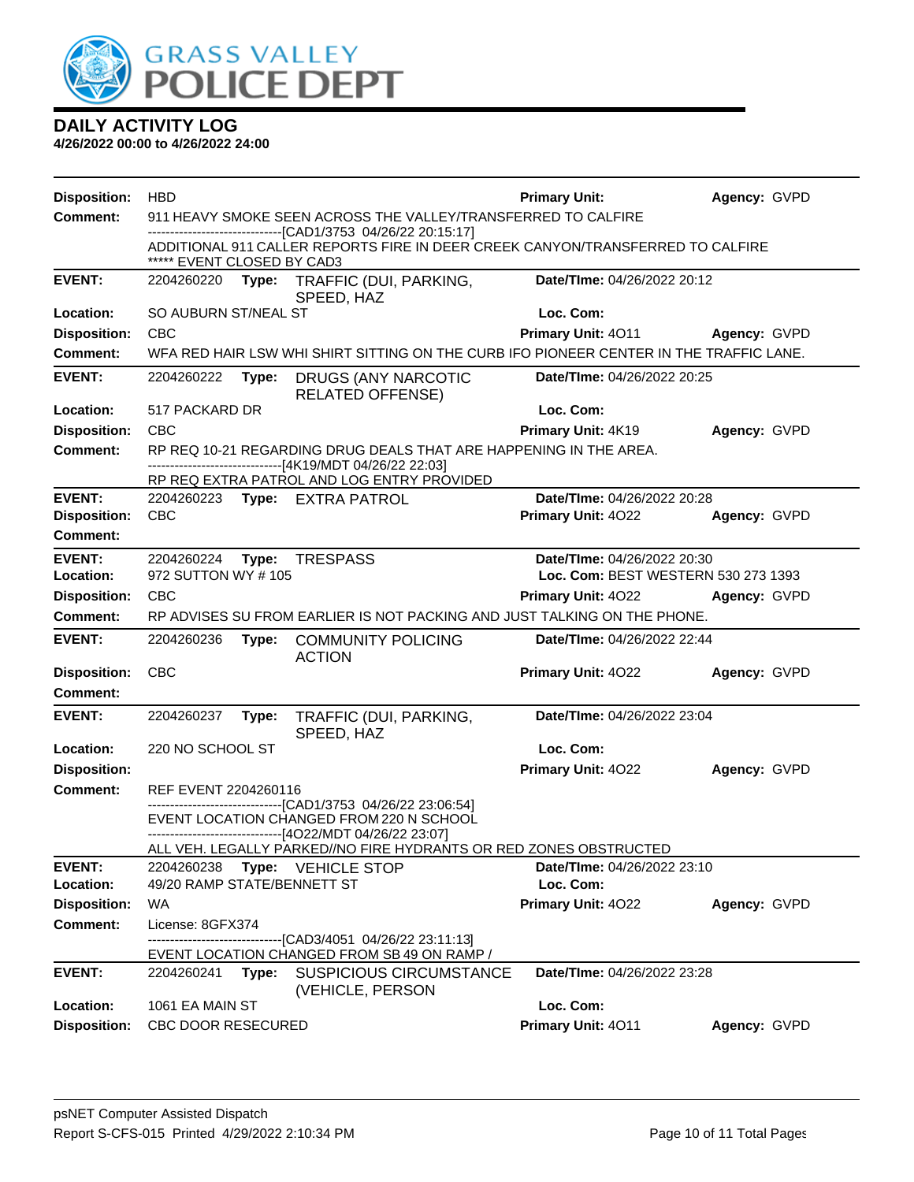# GRASS VALLEY POLICE DEPT

## DAILY ACTIVITY LOG

**4/26/2022 00:00 to 4/26/2022 24:00**

**Disposition:** HBD | **Primary Unit:** | **Agency:** GVPD

**Comment:** 911 HEAVY SMOKE SEEN ACROSS THE VALLEY/TRANSFERRED TO CALFIRE
------------------------------[CAD1/3753 04/26/22 20:15:17]
ADDITIONAL 911 CALLER REPORTS FIRE IN DEER CREEK CANYON/TRANSFERRED TO CALFIRE
***** EVENT CLOSED BY CAD3

---

**EVENT:** 2204260220 **Type:** TRAFFIC (DUI, PARKING, SPEED, HAZ | **Date/TIme:** 04/26/2022 20:12

**Location:** SO AUBURN ST/NEAL ST | **Loc. Com:**

**Disposition:** CBC | **Primary Unit:** 4O11 | **Agency:** GVPD

**Comment:** WFA RED HAIR LSW WHI SHIRT SITTING ON THE CURB IFO PIONEER CENTER IN THE TRAFFIC LANE.

---

**EVENT:** 2204260222 **Type:** DRUGS (ANY NARCOTIC RELATED OFFENSE) | **Date/TIme:** 04/26/2022 20:25

**Location:** 517 PACKARD DR | **Loc. Com:**

**Disposition:** CBC | **Primary Unit:** 4K19 | **Agency:** GVPD

**Comment:** RP REQ 10-21 REGARDING DRUG DEALS THAT ARE HAPPENING IN THE AREA.
------------------------------[4K19/MDT 04/26/22 22:03]
RP REQ EXTRA PATROL AND LOG ENTRY PROVIDED

---

**EVENT:** 2204260223 **Type:** EXTRA PATROL | **Date/TIme:** 04/26/2022 20:28

**Disposition:** CBC | **Primary Unit:** 4O22 | **Agency:** GVPD

**Comment:**

---

**EVENT:** 2204260224 **Type:** TRESPASS | **Date/TIme:** 04/26/2022 20:30

**Location:** 972 SUTTON WY # 105 | **Loc. Com:** BEST WESTERN 530 273 1393

**Disposition:** CBC | **Primary Unit:** 4O22 | **Agency:** GVPD

**Comment:** RP ADVISES SU FROM EARLIER IS NOT PACKING AND JUST TALKING ON THE PHONE.

---

**EVENT:** 2204260236 **Type:** COMMUNITY POLICING ACTION | **Date/TIme:** 04/26/2022 22:44

**Disposition:** CBC | **Primary Unit:** 4O22 | **Agency:** GVPD

**Comment:**

---

**EVENT:** 2204260237 **Type:** TRAFFIC (DUI, PARKING, SPEED, HAZ | **Date/TIme:** 04/26/2022 23:04

**Location:** 220 NO SCHOOL ST | **Loc. Com:**

**Disposition:** | **Primary Unit:** 4O22 | **Agency:** GVPD

**Comment:** REF EVENT 2204260116
------------------------------[CAD1/3753 04/26/22 23:06:54]
EVENT LOCATION CHANGED FROM 220 N SCHOOL
------------------------------[4O22/MDT 04/26/22 23:07]
ALL VEH. LEGALLY PARKED//NO FIRE HYDRANTS OR RED ZONES OBSTRUCTED

---

**EVENT:** 2204260238 **Type:** VEHICLE STOP | **Date/TIme:** 04/26/2022 23:10

**Location:** 49/20 RAMP STATE/BENNETT ST | **Loc. Com:**

**Disposition:** WA | **Primary Unit:** 4O22 | **Agency:** GVPD

**Comment:** License: 8GFX374
------------------------------[CAD3/4051 04/26/22 23:11:13]
EVENT LOCATION CHANGED FROM SB 49 ON RAMP /

---

**EVENT:** 2204260241 **Type:** SUSPICIOUS CIRCUMSTANCE (VEHICLE, PERSON | **Date/TIme:** 04/26/2022 23:28

**Location:** 1061 EA MAIN ST | **Loc. Com:**

**Disposition:** CBC DOOR RESECURED | **Primary Unit:** 4O11 | **Agency:** GVPD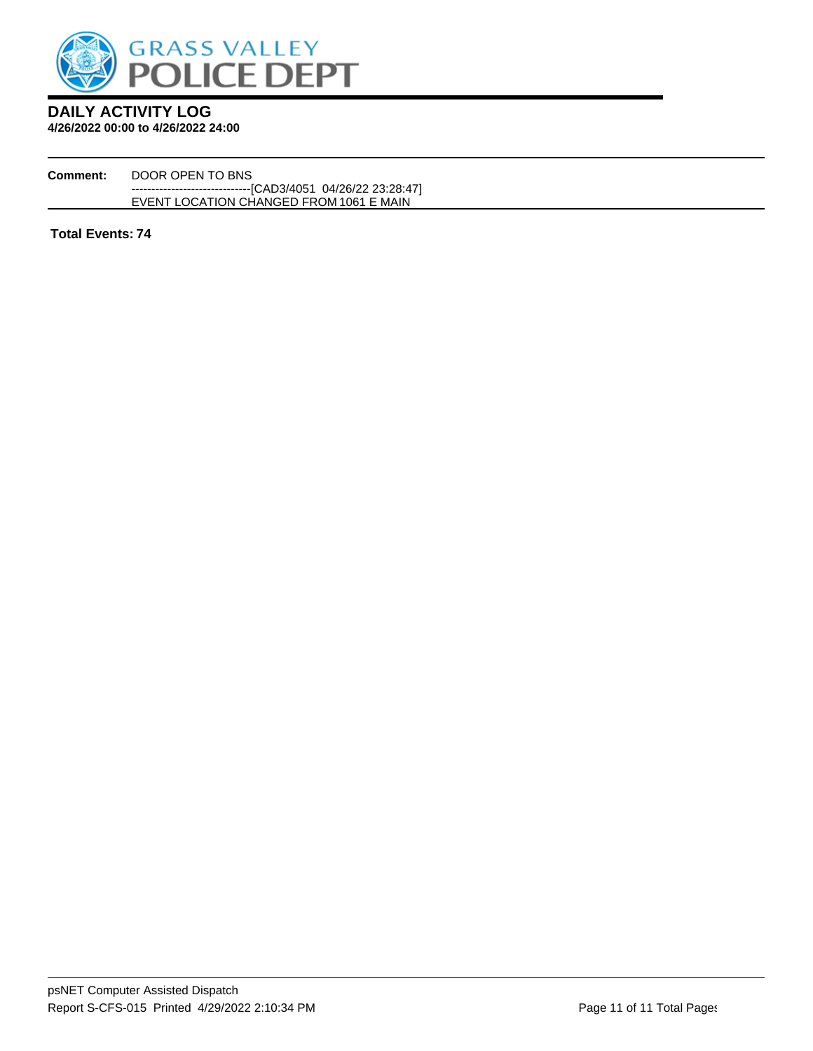**Comment:** DOOR OPEN TO BNS
------------------------------[CAD3/4051 04/26/22 23:28:47]
EVENT LOCATION CHANGED FROM 1061 E MAIN

**Total Events: 74**